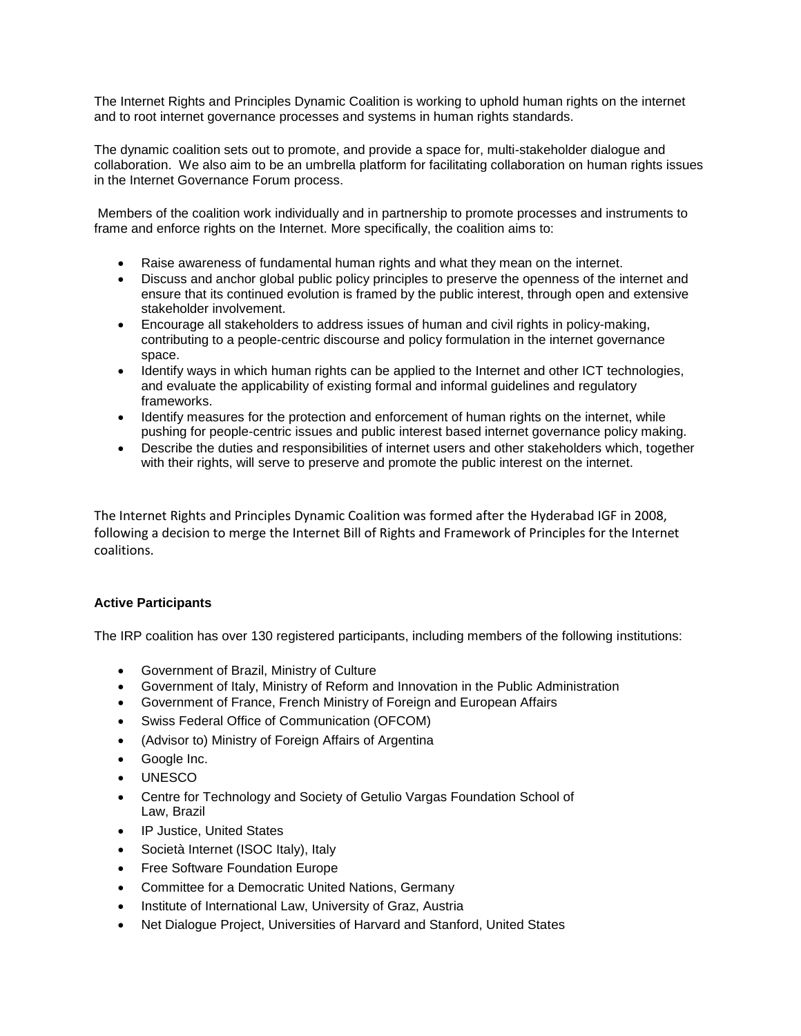The Internet Rights and Principles Dynamic Coalition is working to uphold human rights on the internet and to root internet governance processes and systems in human rights standards.

The dynamic coalition sets out to promote, and provide a space for, multi-stakeholder dialogue and collaboration. We also aim to be an umbrella platform for facilitating collaboration on human rights issues in the Internet Governance Forum process.

Members of the coalition work individually and in partnership to promote processes and instruments to frame and enforce rights on the Internet. More specifically, the coalition aims to:

- Raise awareness of fundamental human rights and what they mean on the internet.
- Discuss and anchor global public policy principles to preserve the openness of the internet and ensure that its continued evolution is framed by the public interest, through open and extensive stakeholder involvement.
- Encourage all stakeholders to address issues of human and civil rights in policy-making, contributing to a people-centric discourse and policy formulation in the internet governance space.
- Identify ways in which human rights can be applied to the Internet and other ICT technologies, and evaluate the applicability of existing formal and informal guidelines and regulatory frameworks.
- Identify measures for the protection and enforcement of human rights on the internet, while pushing for people-centric issues and public interest based internet governance policy making.
- Describe the duties and responsibilities of internet users and other stakeholders which, together with their rights, will serve to preserve and promote the public interest on the internet.

The Internet Rights and Principles Dynamic Coalition was formed after the Hyderabad IGF in 2008, following a decision to merge the Internet Bill of Rights and Framework of Principles for the Internet coalitions.

**Active Participants**

The IRP coalition has over 130 registered participants, including members of the following institutions:

- Government of Brazil, Ministry of Culture
- Government of Italy, Ministry of Reform and Innovation in the Public Administration
- Government of France, French Ministry of Foreign and European Affairs
- Swiss Federal Office of Communication (OFCOM)
- (Advisor to) Ministry of Foreign Affairs of Argentina
- Google Inc.
- UNESCO
- Centre for Technology and Society of Getulio Vargas Foundation School of Law, Brazil
- IP Justice, United States
- Società Internet (ISOC Italy), Italy
- Free Software Foundation Europe
- Committee for a Democratic United Nations, Germany
- Institute of International Law, University of Graz, Austria
- Net Dialogue Project, Universities of Harvard and Stanford, United States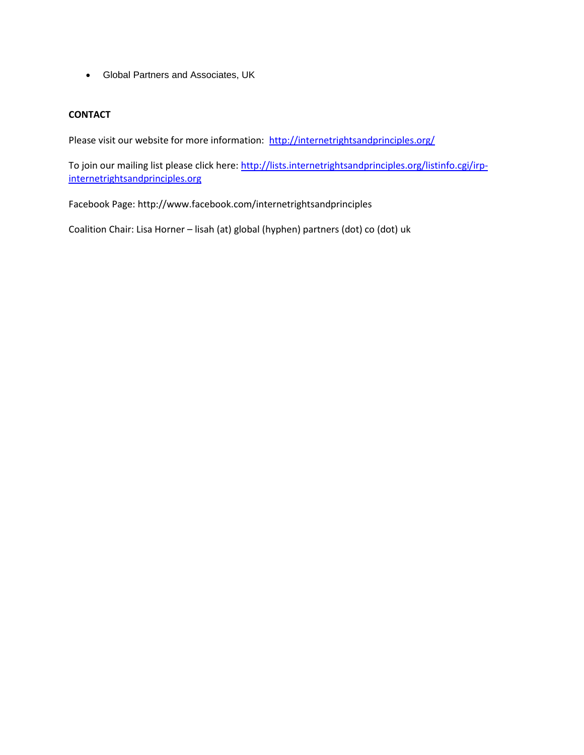- Global Partners and Associates, UK

**CONTACT**

Please visit our website for more information: [http://internetrightsandprinciples.org/](http://internetrightsandprinciples.org/)

To join our mailing list please click here: [http://lists.internetrightsandprinciples.org/listinfo.cgi/irp-internetrightsandprinciples.org](http://lists.internetrightsandprinciples.org/listinfo.cgi/irp-internetrightsandprinciples.org)

Facebook Page: http://www.facebook.com/internetrightsandprinciples

Coalition Chair: Lisa Horner – lisah (at) global (hyphen) partners (dot) co (dot) uk